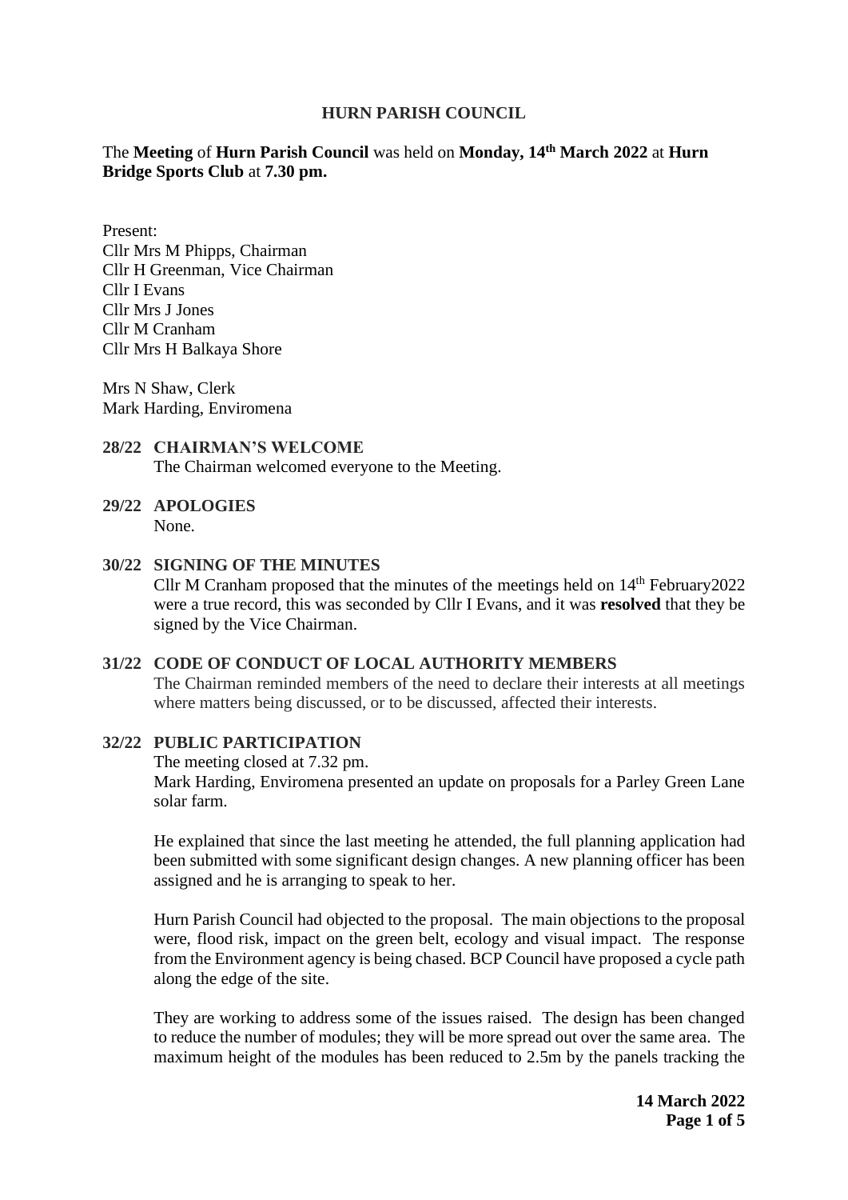# HURN PARISH COUNCIL

The **Meeting** of **Hurn Parish Council** was held on **Monday, 14th March 2022** at **Hurn Bridge Sports Club** at **7.30 pm.**

Present:
Cllr Mrs M Phipps, Chairman
Cllr H Greenman, Vice Chairman
Cllr I Evans
Cllr Mrs J Jones
Cllr M Cranham
Cllr Mrs H Balkaya Shore

Mrs N Shaw, Clerk
Mark Harding, Enviromena

**28/22 CHAIRMAN'S WELCOME**

The Chairman welcomed everyone to the Meeting.

**29/22 APOLOGIES**

None.

**30/22 SIGNING OF THE MINUTES**

Cllr M Cranham proposed that the minutes of the meetings held on 14th February2022 were a true record, this was seconded by Cllr I Evans, and it was **resolved** that they be signed by the Vice Chairman.

**31/22 CODE OF CONDUCT OF LOCAL AUTHORITY MEMBERS**

The Chairman reminded members of the need to declare their interests at all meetings where matters being discussed, or to be discussed, affected their interests.

**32/22 PUBLIC PARTICIPATION**

The meeting closed at 7.32 pm.
Mark Harding, Enviromena presented an update on proposals for a Parley Green Lane solar farm.

He explained that since the last meeting he attended, the full planning application had been submitted with some significant design changes. A new planning officer has been assigned and he is arranging to speak to her.

Hurn Parish Council had objected to the proposal. The main objections to the proposal were, flood risk, impact on the green belt, ecology and visual impact. The response from the Environment agency is being chased. BCP Council have proposed a cycle path along the edge of the site.

They are working to address some of the issues raised. The design has been changed to reduce the number of modules; they will be more spread out over the same area. The maximum height of the modules has been reduced to 2.5m by the panels tracking the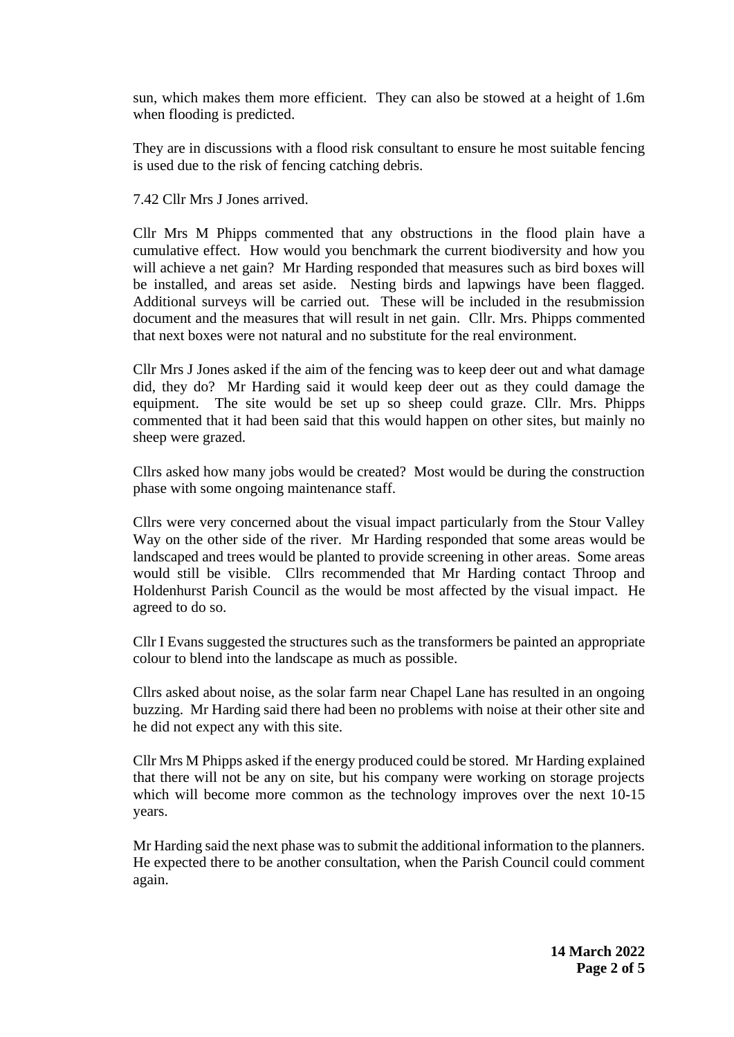sun, which makes them more efficient. They can also be stowed at a height of 1.6m when flooding is predicted.

They are in discussions with a flood risk consultant to ensure he most suitable fencing is used due to the risk of fencing catching debris.

7.42 Cllr Mrs J Jones arrived.

Cllr Mrs M Phipps commented that any obstructions in the flood plain have a cumulative effect. How would you benchmark the current biodiversity and how you will achieve a net gain? Mr Harding responded that measures such as bird boxes will be installed, and areas set aside. Nesting birds and lapwings have been flagged. Additional surveys will be carried out. These will be included in the resubmission document and the measures that will result in net gain. Cllr. Mrs. Phipps commented that next boxes were not natural and no substitute for the real environment.

Cllr Mrs J Jones asked if the aim of the fencing was to keep deer out and what damage did, they do? Mr Harding said it would keep deer out as they could damage the equipment. The site would be set up so sheep could graze. Cllr. Mrs. Phipps commented that it had been said that this would happen on other sites, but mainly no sheep were grazed.

Cllrs asked how many jobs would be created? Most would be during the construction phase with some ongoing maintenance staff.

Cllrs were very concerned about the visual impact particularly from the Stour Valley Way on the other side of the river. Mr Harding responded that some areas would be landscaped and trees would be planted to provide screening in other areas. Some areas would still be visible. Cllrs recommended that Mr Harding contact Throop and Holdenhurst Parish Council as the would be most affected by the visual impact. He agreed to do so.

Cllr I Evans suggested the structures such as the transformers be painted an appropriate colour to blend into the landscape as much as possible.

Cllrs asked about noise, as the solar farm near Chapel Lane has resulted in an ongoing buzzing. Mr Harding said there had been no problems with noise at their other site and he did not expect any with this site.

Cllr Mrs M Phipps asked if the energy produced could be stored. Mr Harding explained that there will not be any on site, but his company were working on storage projects which will become more common as the technology improves over the next 10-15 years.

Mr Harding said the next phase was to submit the additional information to the planners. He expected there to be another consultation, when the Parish Council could comment again.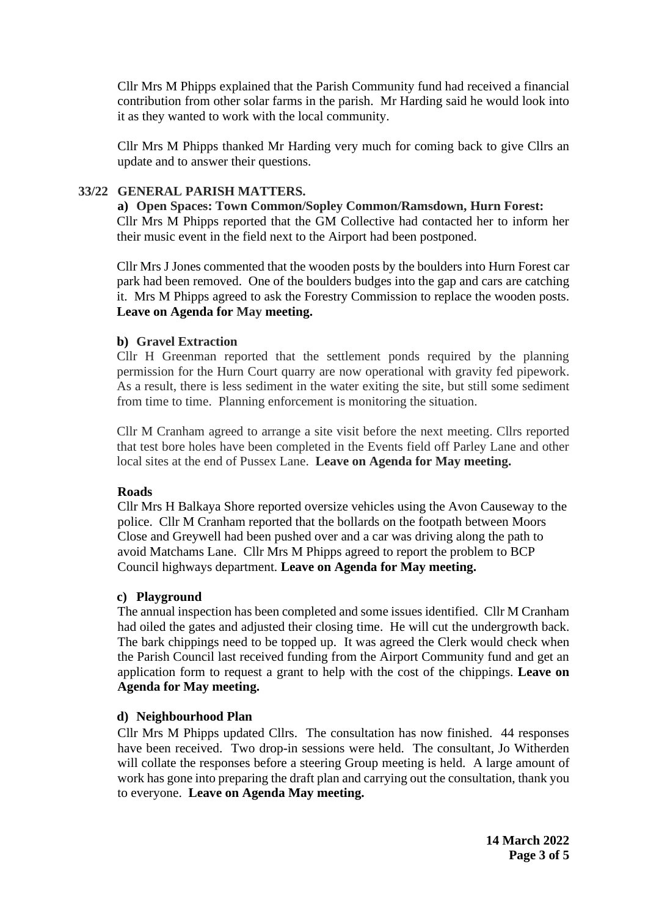Cllr Mrs M Phipps explained that the Parish Community fund had received a financial contribution from other solar farms in the parish. Mr Harding said he would look into it as they wanted to work with the local community.

Cllr Mrs M Phipps thanked Mr Harding very much for coming back to give Cllrs an update and to answer their questions.

## 33/22 GENERAL PARISH MATTERS.

**a) Open Spaces: Town Common/Sopley Common/Ramsdown, Hurn Forest:**

Cllr Mrs M Phipps reported that the GM Collective had contacted her to inform her their music event in the field next to the Airport had been postponed.

Cllr Mrs J Jones commented that the wooden posts by the boulders into Hurn Forest car park had been removed. One of the boulders budges into the gap and cars are catching it. Mrs M Phipps agreed to ask the Forestry Commission to replace the wooden posts. **Leave on Agenda for May meeting.**

**b) Gravel Extraction**

Cllr H Greenman reported that the settlement ponds required by the planning permission for the Hurn Court quarry are now operational with gravity fed pipework. As a result, there is less sediment in the water exiting the site, but still some sediment from time to time. Planning enforcement is monitoring the situation.

Cllr M Cranham agreed to arrange a site visit before the next meeting. Cllrs reported that test bore holes have been completed in the Events field off Parley Lane and other local sites at the end of Pussex Lane. **Leave on Agenda for May meeting.**

**Roads**

Cllr Mrs H Balkaya Shore reported oversize vehicles using the Avon Causeway to the police. Cllr M Cranham reported that the bollards on the footpath between Moors Close and Greywell had been pushed over and a car was driving along the path to avoid Matchams Lane. Cllr Mrs M Phipps agreed to report the problem to BCP Council highways department. **Leave on Agenda for May meeting.**

**c) Playground**

The annual inspection has been completed and some issues identified. Cllr M Cranham had oiled the gates and adjusted their closing time. He will cut the undergrowth back. The bark chippings need to be topped up. It was agreed the Clerk would check when the Parish Council last received funding from the Airport Community fund and get an application form to request a grant to help with the cost of the chippings. **Leave on Agenda for May meeting.**

**d) Neighbourhood Plan**

Cllr Mrs M Phipps updated Cllrs. The consultation has now finished. 44 responses have been received. Two drop-in sessions were held. The consultant, Jo Witherden will collate the responses before a steering Group meeting is held. A large amount of work has gone into preparing the draft plan and carrying out the consultation, thank you to everyone. **Leave on Agenda May meeting.**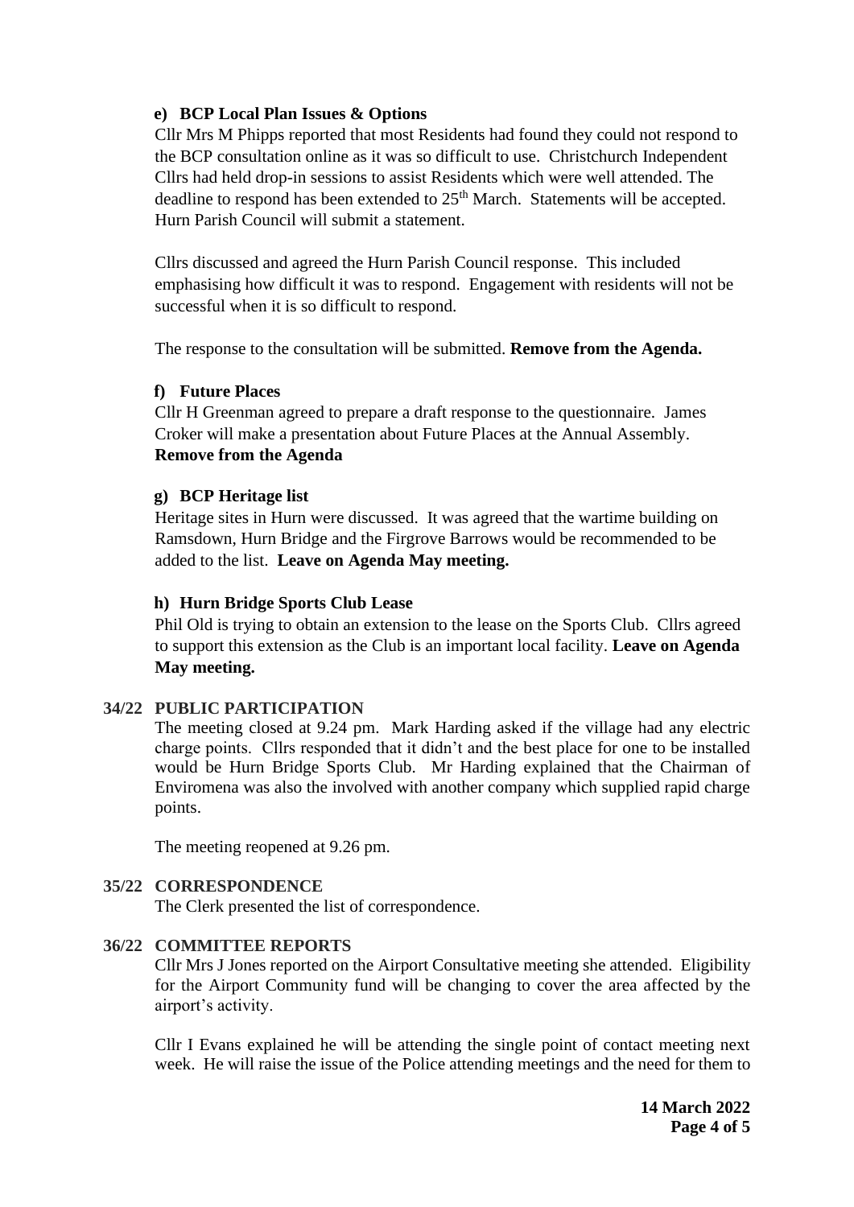**e) BCP Local Plan Issues & Options**

Cllr Mrs M Phipps reported that most Residents had found they could not respond to the BCP consultation online as it was so difficult to use. Christchurch Independent Cllrs had held drop-in sessions to assist Residents which were well attended. The deadline to respond has been extended to 25th March. Statements will be accepted. Hurn Parish Council will submit a statement.

Cllrs discussed and agreed the Hurn Parish Council response. This included emphasising how difficult it was to respond. Engagement with residents will not be successful when it is so difficult to respond.

The response to the consultation will be submitted. **Remove from the Agenda.**

**f) Future Places**

Cllr H Greenman agreed to prepare a draft response to the questionnaire. James Croker will make a presentation about Future Places at the Annual Assembly. **Remove from the Agenda**

**g) BCP Heritage list**

Heritage sites in Hurn were discussed. It was agreed that the wartime building on Ramsdown, Hurn Bridge and the Firgrove Barrows would be recommended to be added to the list. **Leave on Agenda May meeting.**

**h) Hurn Bridge Sports Club Lease**

Phil Old is trying to obtain an extension to the lease on the Sports Club. Cllrs agreed to support this extension as the Club is an important local facility. **Leave on Agenda May meeting.**

**34/22 PUBLIC PARTICIPATION**

The meeting closed at 9.24 pm. Mark Harding asked if the village had any electric charge points. Cllrs responded that it didn't and the best place for one to be installed would be Hurn Bridge Sports Club. Mr Harding explained that the Chairman of Enviromena was also the involved with another company which supplied rapid charge points.

The meeting reopened at 9.26 pm.

**35/22 CORRESPONDENCE**

The Clerk presented the list of correspondence.

**36/22 COMMITTEE REPORTS**

Cllr Mrs J Jones reported on the Airport Consultative meeting she attended. Eligibility for the Airport Community fund will be changing to cover the area affected by the airport's activity.

Cllr I Evans explained he will be attending the single point of contact meeting next week. He will raise the issue of the Police attending meetings and the need for them to

**14 March 2022**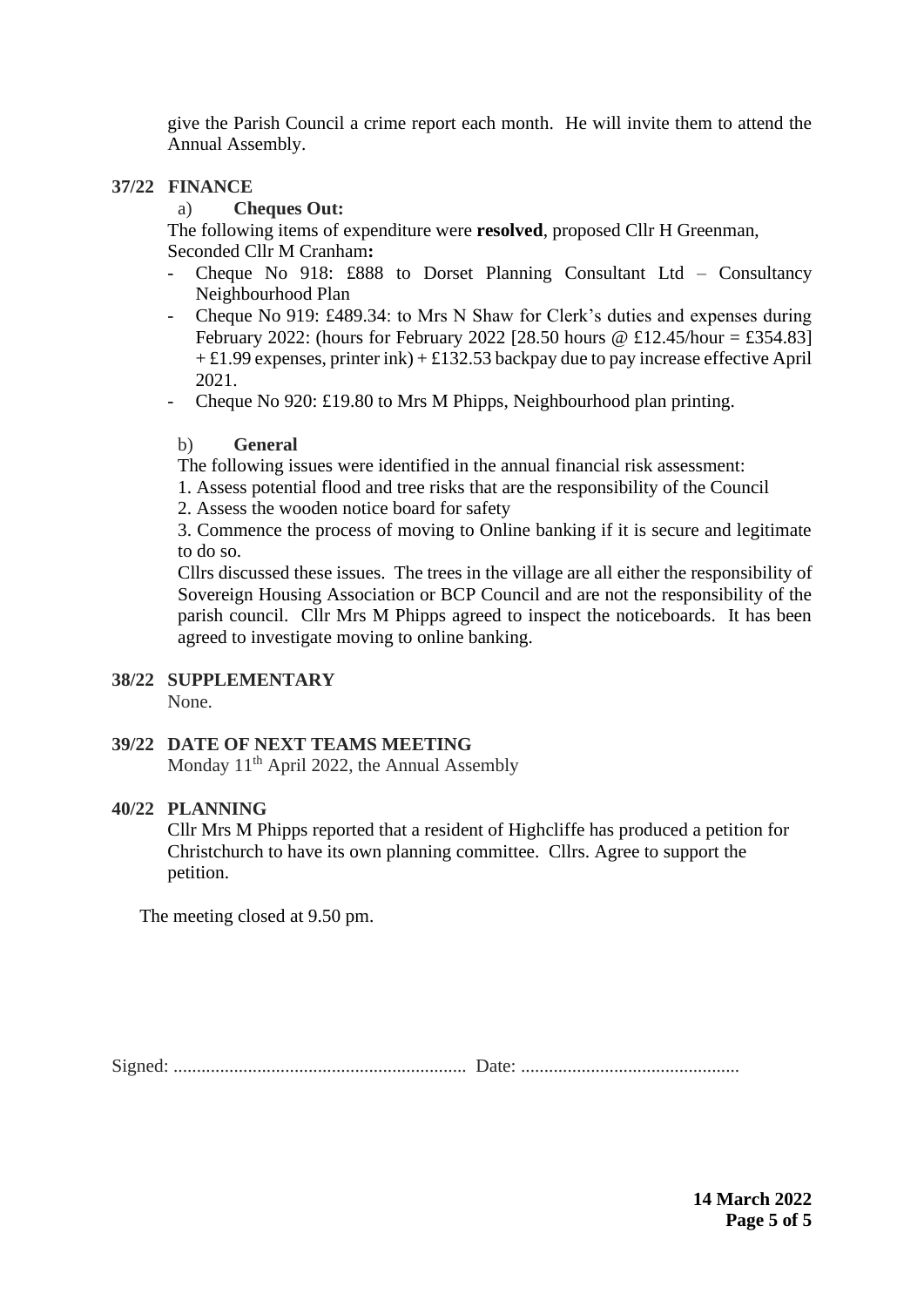give the Parish Council a crime report each month. He will invite them to attend the Annual Assembly.

**37/22 FINANCE**

a) **Cheques Out:**

The following items of expenditure were **resolved**, proposed Cllr H Greenman, Seconded Cllr M Cranham**:**

- Cheque No 918: £888 to Dorset Planning Consultant Ltd – Consultancy Neighbourhood Plan
- Cheque No 919: £489.34: to Mrs N Shaw for Clerk's duties and expenses during February 2022: (hours for February 2022 [28.50 hours @ £12.45/hour = £354.83] + £1.99 expenses, printer ink) + £132.53 backpay due to pay increase effective April 2021.
- Cheque No 920: £19.80 to Mrs M Phipps, Neighbourhood plan printing.

b) **General**

The following issues were identified in the annual financial risk assessment:

1. Assess potential flood and tree risks that are the responsibility of the Council
2. Assess the wooden notice board for safety
3. Commence the process of moving to Online banking if it is secure and legitimate to do so.

Cllrs discussed these issues. The trees in the village are all either the responsibility of Sovereign Housing Association or BCP Council and are not the responsibility of the parish council. Cllr Mrs M Phipps agreed to inspect the noticeboards. It has been agreed to investigate moving to online banking.

**38/22 SUPPLEMENTARY**

None.

**39/22 DATE OF NEXT TEAMS MEETING**

Monday 11th April 2022, the Annual Assembly

**40/22 PLANNING**

Cllr Mrs M Phipps reported that a resident of Highcliffe has produced a petition for Christchurch to have its own planning committee. Cllrs. Agree to support the petition.

The meeting closed at 9.50 pm.

Signed: ............................................................... Date: ...............................................

**14 March 2022**